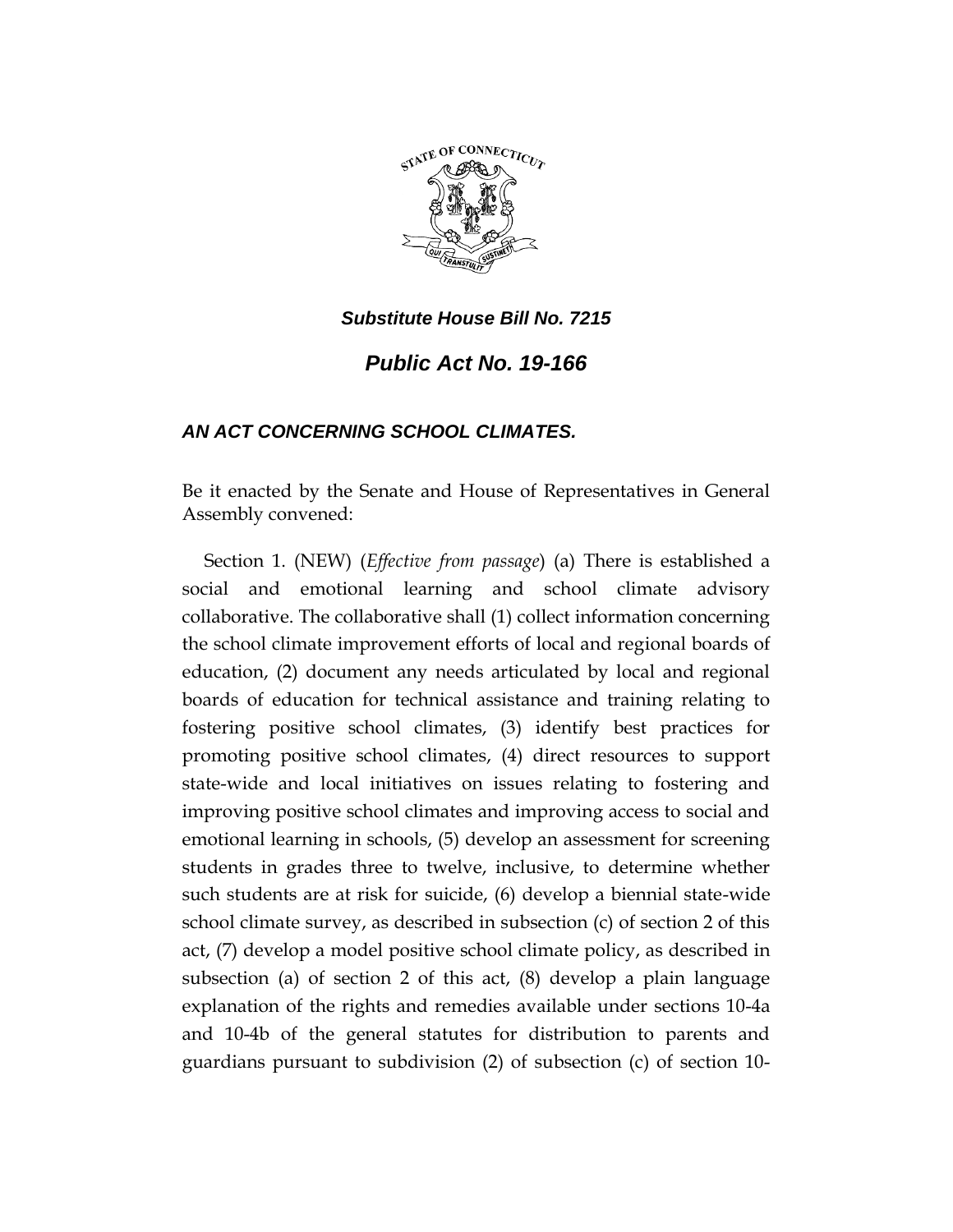***Substitute House Bill No. 7215***

# *Public Act No. 19-166*

## *AN ACT CONCERNING SCHOOL CLIMATES.*

Be it enacted by the Senate and House of Representatives in General Assembly convened:

Section 1. (NEW) (*Effective from passage*) (a) There is established a social and emotional learning and school climate advisory collaborative. The collaborative shall (1) collect information concerning the school climate improvement efforts of local and regional boards of education, (2) document any needs articulated by local and regional boards of education for technical assistance and training relating to fostering positive school climates, (3) identify best practices for promoting positive school climates, (4) direct resources to support state-wide and local initiatives on issues relating to fostering and improving positive school climates and improving access to social and emotional learning in schools, (5) develop an assessment for screening students in grades three to twelve, inclusive, to determine whether such students are at risk for suicide, (6) develop a biennial state-wide school climate survey, as described in subsection (c) of section 2 of this act, (7) develop a model positive school climate policy, as described in subsection (a) of section 2 of this act, (8) develop a plain language explanation of the rights and remedies available under sections 10-4a and 10-4b of the general statutes for distribution to parents and guardians pursuant to subdivision (2) of subsection (c) of section 10-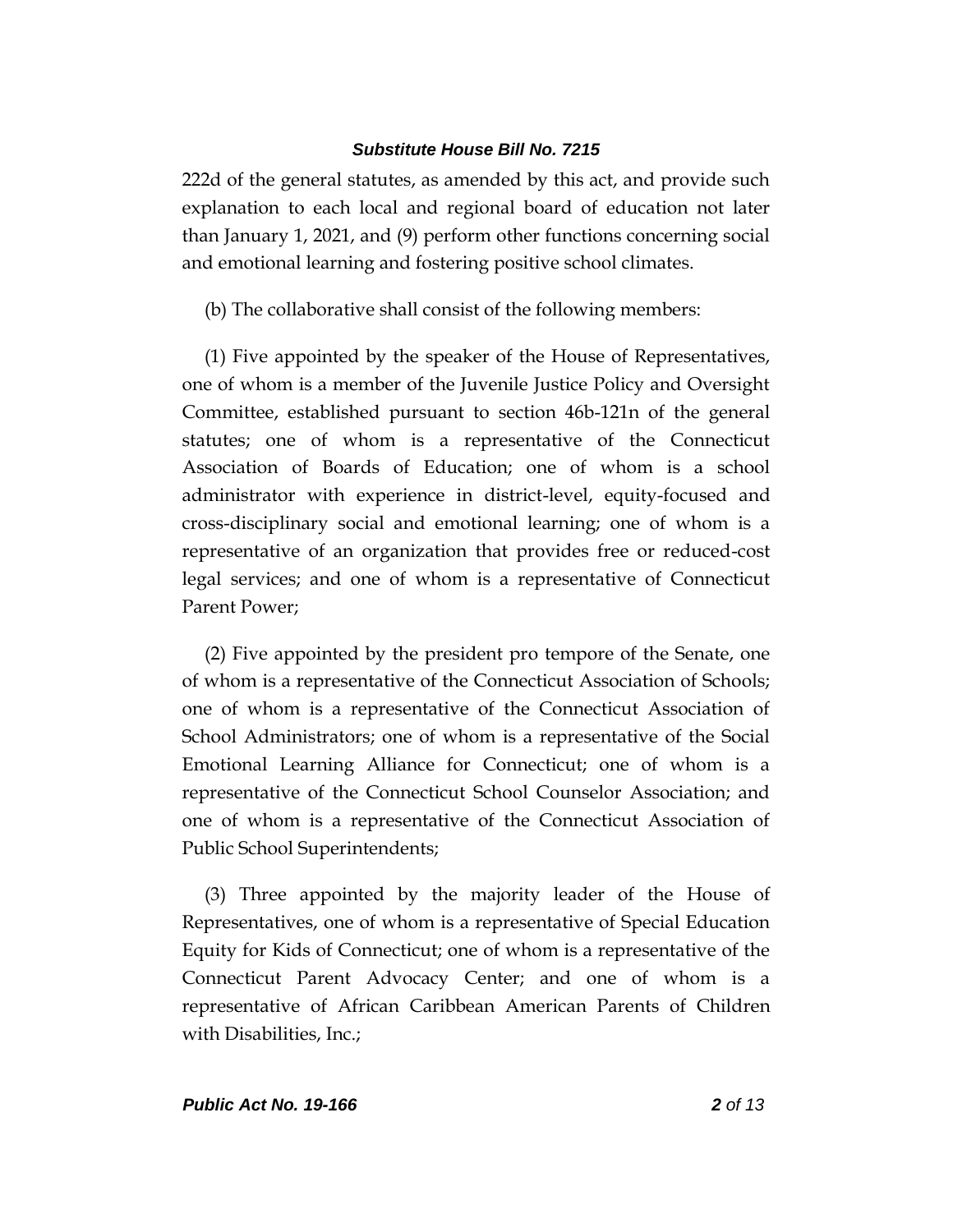222d of the general statutes, as amended by this act, and provide such explanation to each local and regional board of education not later than January 1, 2021, and (9) perform other functions concerning social and emotional learning and fostering positive school climates.

(b) The collaborative shall consist of the following members:

(1) Five appointed by the speaker of the House of Representatives, one of whom is a member of the Juvenile Justice Policy and Oversight Committee, established pursuant to section 46b-121n of the general statutes; one of whom is a representative of the Connecticut Association of Boards of Education; one of whom is a school administrator with experience in district-level, equity-focused and cross-disciplinary social and emotional learning; one of whom is a representative of an organization that provides free or reduced-cost legal services; and one of whom is a representative of Connecticut Parent Power;

(2) Five appointed by the president pro tempore of the Senate, one of whom is a representative of the Connecticut Association of Schools; one of whom is a representative of the Connecticut Association of School Administrators; one of whom is a representative of the Social Emotional Learning Alliance for Connecticut; one of whom is a representative of the Connecticut School Counselor Association; and one of whom is a representative of the Connecticut Association of Public School Superintendents;

(3) Three appointed by the majority leader of the House of Representatives, one of whom is a representative of Special Education Equity for Kids of Connecticut; one of whom is a representative of the Connecticut Parent Advocacy Center; and one of whom is a representative of African Caribbean American Parents of Children with Disabilities, Inc.;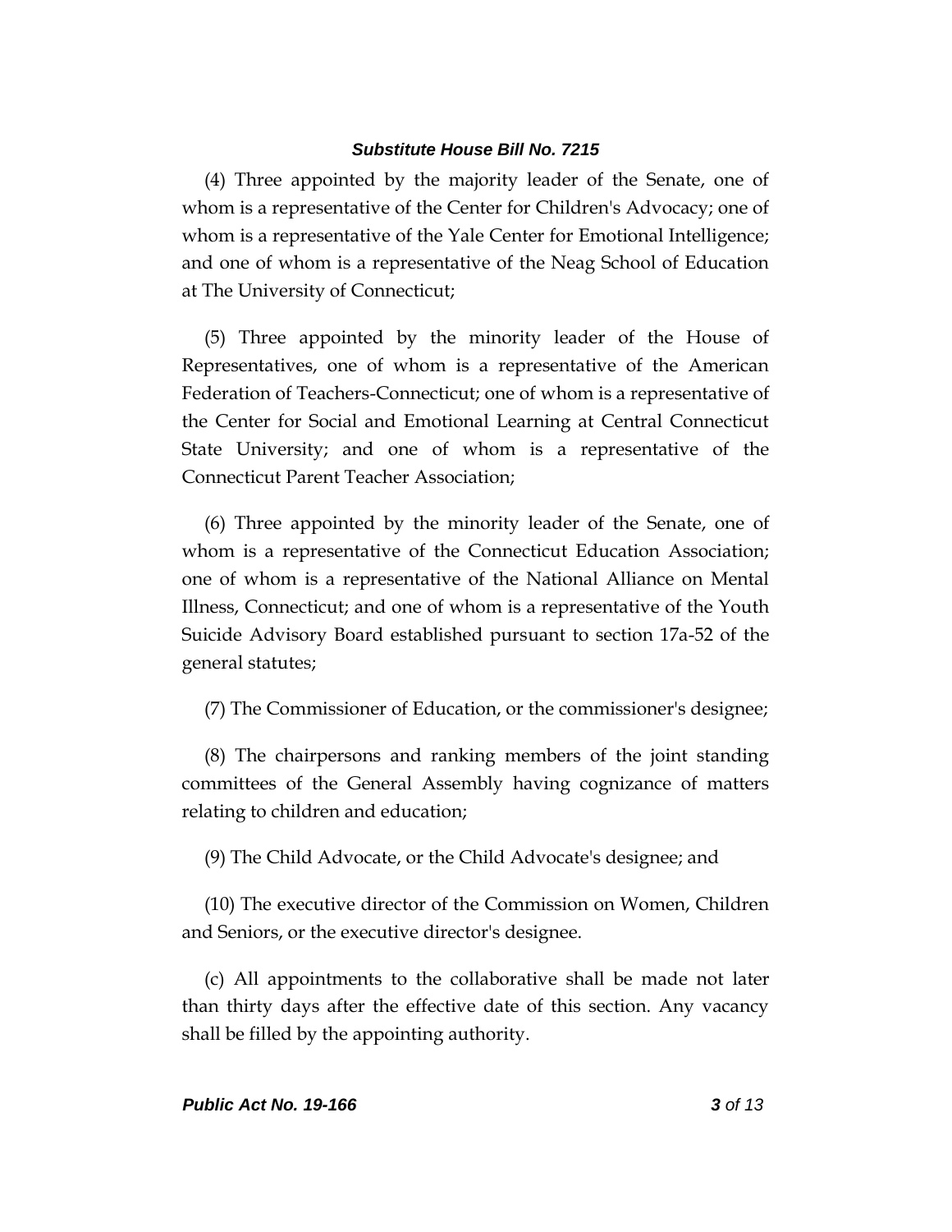(4) Three appointed by the majority leader of the Senate, one of whom is a representative of the Center for Children's Advocacy; one of whom is a representative of the Yale Center for Emotional Intelligence; and one of whom is a representative of the Neag School of Education at The University of Connecticut;

(5) Three appointed by the minority leader of the House of Representatives, one of whom is a representative of the American Federation of Teachers-Connecticut; one of whom is a representative of the Center for Social and Emotional Learning at Central Connecticut State University; and one of whom is a representative of the Connecticut Parent Teacher Association;

(6) Three appointed by the minority leader of the Senate, one of whom is a representative of the Connecticut Education Association; one of whom is a representative of the National Alliance on Mental Illness, Connecticut; and one of whom is a representative of the Youth Suicide Advisory Board established pursuant to section 17a-52 of the general statutes;

(7) The Commissioner of Education, or the commissioner's designee;

(8) The chairpersons and ranking members of the joint standing committees of the General Assembly having cognizance of matters relating to children and education;

(9) The Child Advocate, or the Child Advocate's designee; and

(10) The executive director of the Commission on Women, Children and Seniors, or the executive director's designee.

(c) All appointments to the collaborative shall be made not later than thirty days after the effective date of this section. Any vacancy shall be filled by the appointing authority.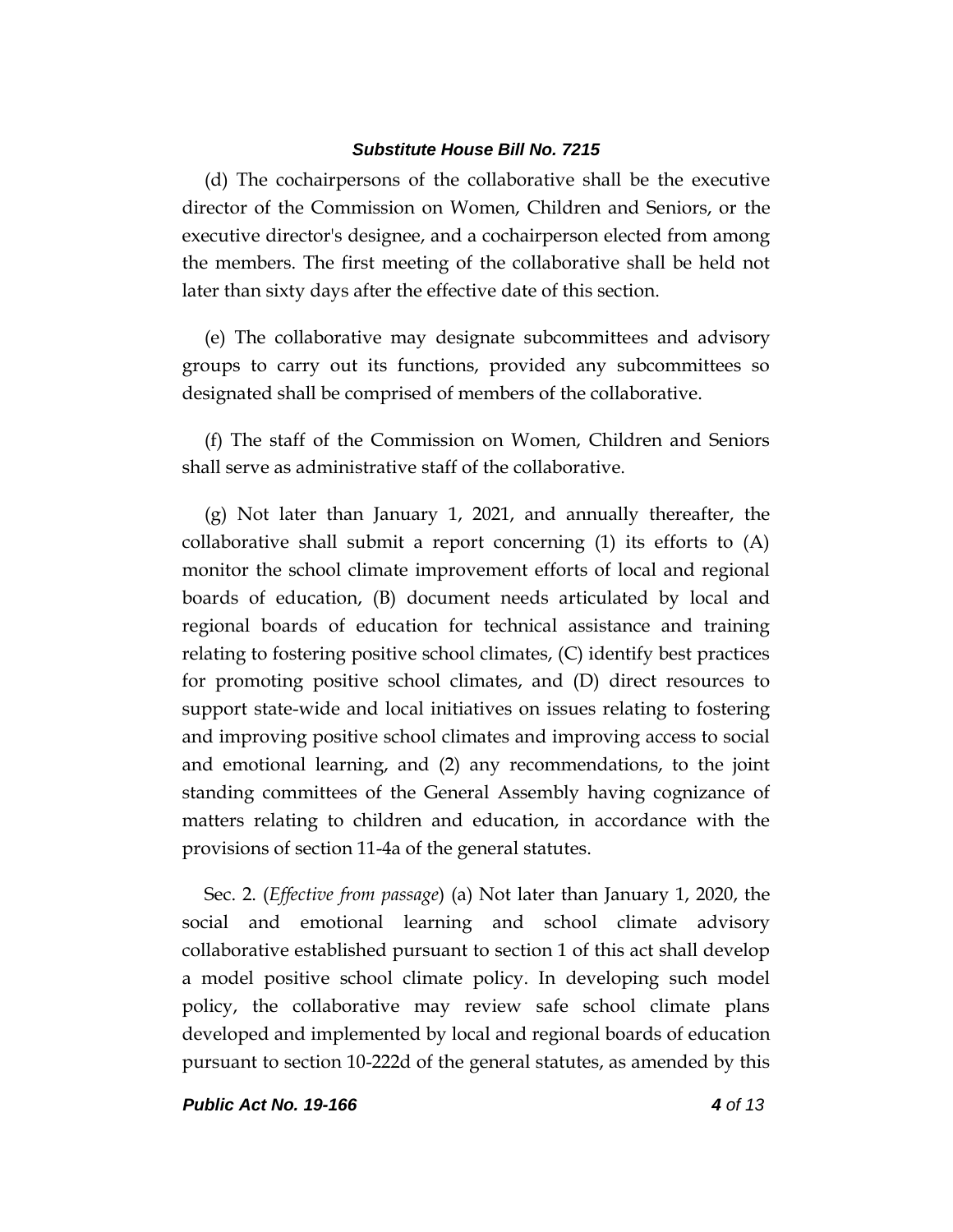(d) The cochairpersons of the collaborative shall be the executive director of the Commission on Women, Children and Seniors, or the executive director's designee, and a cochairperson elected from among the members. The first meeting of the collaborative shall be held not later than sixty days after the effective date of this section.

(e) The collaborative may designate subcommittees and advisory groups to carry out its functions, provided any subcommittees so designated shall be comprised of members of the collaborative.

(f) The staff of the Commission on Women, Children and Seniors shall serve as administrative staff of the collaborative.

(g) Not later than January 1, 2021, and annually thereafter, the collaborative shall submit a report concerning (1) its efforts to (A) monitor the school climate improvement efforts of local and regional boards of education, (B) document needs articulated by local and regional boards of education for technical assistance and training relating to fostering positive school climates, (C) identify best practices for promoting positive school climates, and (D) direct resources to support state-wide and local initiatives on issues relating to fostering and improving positive school climates and improving access to social and emotional learning, and (2) any recommendations, to the joint standing committees of the General Assembly having cognizance of matters relating to children and education, in accordance with the provisions of section 11-4a of the general statutes.

Sec. 2. (*Effective from passage*) (a) Not later than January 1, 2020, the social and emotional learning and school climate advisory collaborative established pursuant to section 1 of this act shall develop a model positive school climate policy. In developing such model policy, the collaborative may review safe school climate plans developed and implemented by local and regional boards of education pursuant to section 10-222d of the general statutes, as amended by this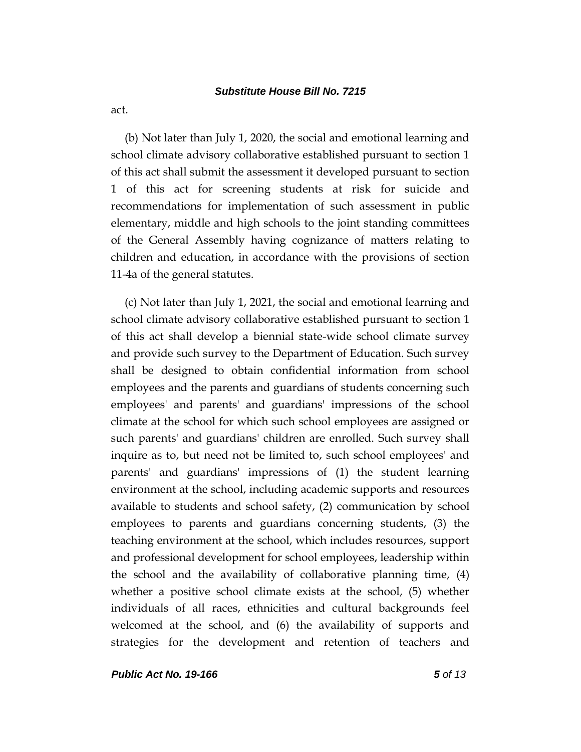act.

(b) Not later than July 1, 2020, the social and emotional learning and school climate advisory collaborative established pursuant to section 1 of this act shall submit the assessment it developed pursuant to section 1 of this act for screening students at risk for suicide and recommendations for implementation of such assessment in public elementary, middle and high schools to the joint standing committees of the General Assembly having cognizance of matters relating to children and education, in accordance with the provisions of section 11-4a of the general statutes.

(c) Not later than July 1, 2021, the social and emotional learning and school climate advisory collaborative established pursuant to section 1 of this act shall develop a biennial state-wide school climate survey and provide such survey to the Department of Education. Such survey shall be designed to obtain confidential information from school employees and the parents and guardians of students concerning such employees' and parents' and guardians' impressions of the school climate at the school for which such school employees are assigned or such parents' and guardians' children are enrolled. Such survey shall inquire as to, but need not be limited to, such school employees' and parents' and guardians' impressions of (1) the student learning environment at the school, including academic supports and resources available to students and school safety, (2) communication by school employees to parents and guardians concerning students, (3) the teaching environment at the school, which includes resources, support and professional development for school employees, leadership within the school and the availability of collaborative planning time, (4) whether a positive school climate exists at the school, (5) whether individuals of all races, ethnicities and cultural backgrounds feel welcomed at the school, and (6) the availability of supports and strategies for the development and retention of teachers and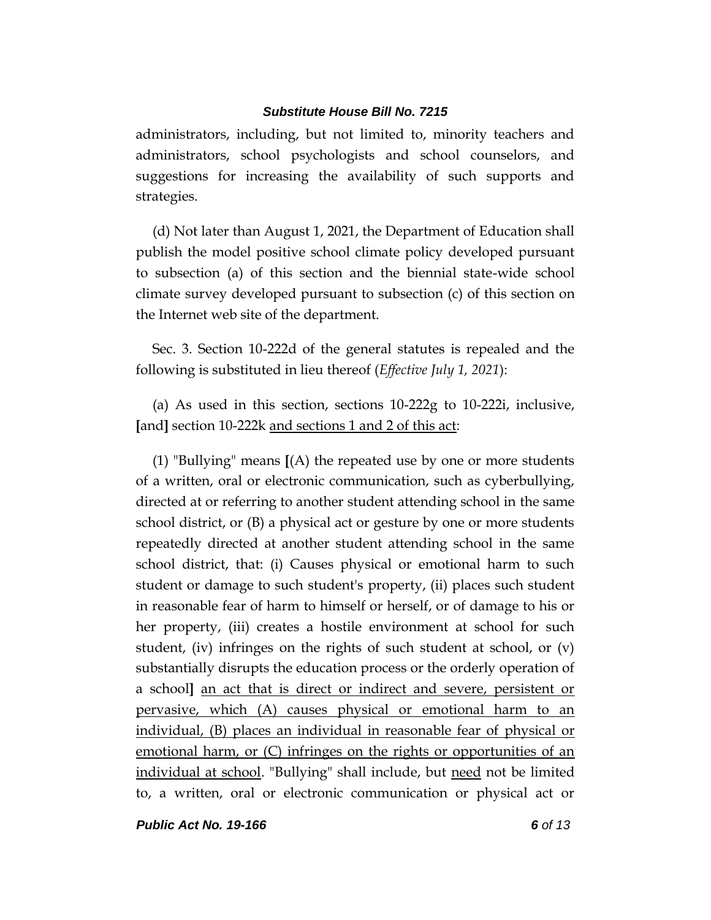administrators, including, but not limited to, minority teachers and administrators, school psychologists and school counselors, and suggestions for increasing the availability of such supports and strategies.

(d) Not later than August 1, 2021, the Department of Education shall publish the model positive school climate policy developed pursuant to subsection (a) of this section and the biennial state-wide school climate survey developed pursuant to subsection (c) of this section on the Internet web site of the department.

Sec. 3. Section 10-222d of the general statutes is repealed and the following is substituted in lieu thereof (*Effective July 1, 2021*):

(a) As used in this section, sections 10-222g to 10-222i, inclusive, **[**and**]** section 10-222k <u>and sections 1 and 2 of this act</u>:

(1) "Bullying" means **[**(A) the repeated use by one or more students of a written, oral or electronic communication, such as cyberbullying, directed at or referring to another student attending school in the same school district, or (B) a physical act or gesture by one or more students repeatedly directed at another student attending school in the same school district, that: (i) Causes physical or emotional harm to such student or damage to such student's property, (ii) places such student in reasonable fear of harm to himself or herself, or of damage to his or her property, (iii) creates a hostile environment at school for such student, (iv) infringes on the rights of such student at school, or (v) substantially disrupts the education process or the orderly operation of a school**]** <u>an act that is direct or indirect and severe, persistent or pervasive, which (A) causes physical or emotional harm to an individual, (B) places an individual in reasonable fear of physical or emotional harm, or (C) infringes on the rights or opportunities of an individual at school</u>. "Bullying" shall include, but <u>need</u> not be limited to, a written, oral or electronic communication or physical act or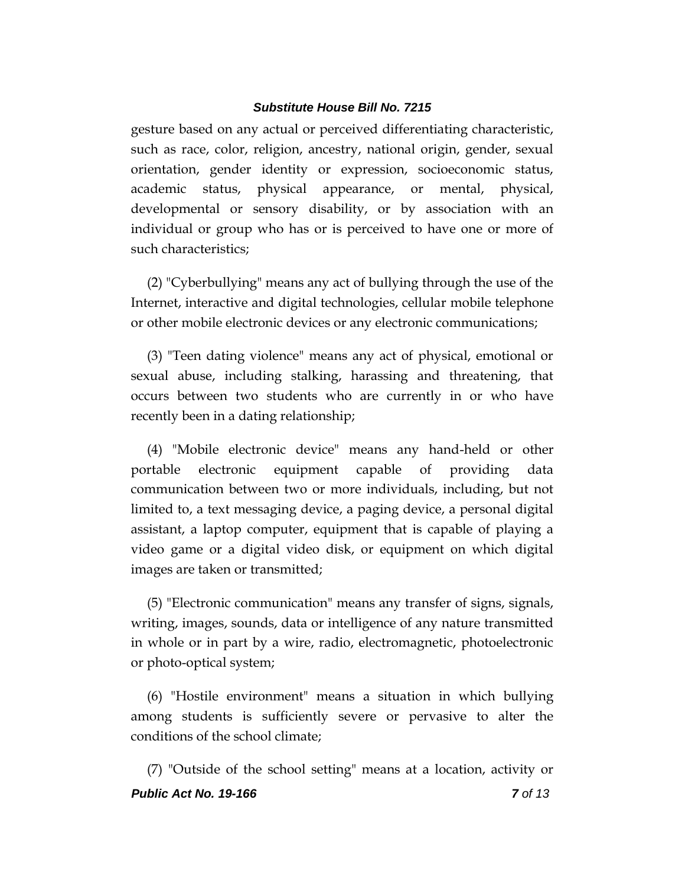gesture based on any actual or perceived differentiating characteristic, such as race, color, religion, ancestry, national origin, gender, sexual orientation, gender identity or expression, socioeconomic status, academic status, physical appearance, or mental, physical, developmental or sensory disability, or by association with an individual or group who has or is perceived to have one or more of such characteristics;

(2) "Cyberbullying" means any act of bullying through the use of the Internet, interactive and digital technologies, cellular mobile telephone or other mobile electronic devices or any electronic communications;

(3) "Teen dating violence" means any act of physical, emotional or sexual abuse, including stalking, harassing and threatening, that occurs between two students who are currently in or who have recently been in a dating relationship;

(4) "Mobile electronic device" means any hand-held or other portable electronic equipment capable of providing data communication between two or more individuals, including, but not limited to, a text messaging device, a paging device, a personal digital assistant, a laptop computer, equipment that is capable of playing a video game or a digital video disk, or equipment on which digital images are taken or transmitted;

(5) "Electronic communication" means any transfer of signs, signals, writing, images, sounds, data or intelligence of any nature transmitted in whole or in part by a wire, radio, electromagnetic, photoelectronic or photo-optical system;

(6) "Hostile environment" means a situation in which bullying among students is sufficiently severe or pervasive to alter the conditions of the school climate;

(7) "Outside of the school setting" means at a location, activity or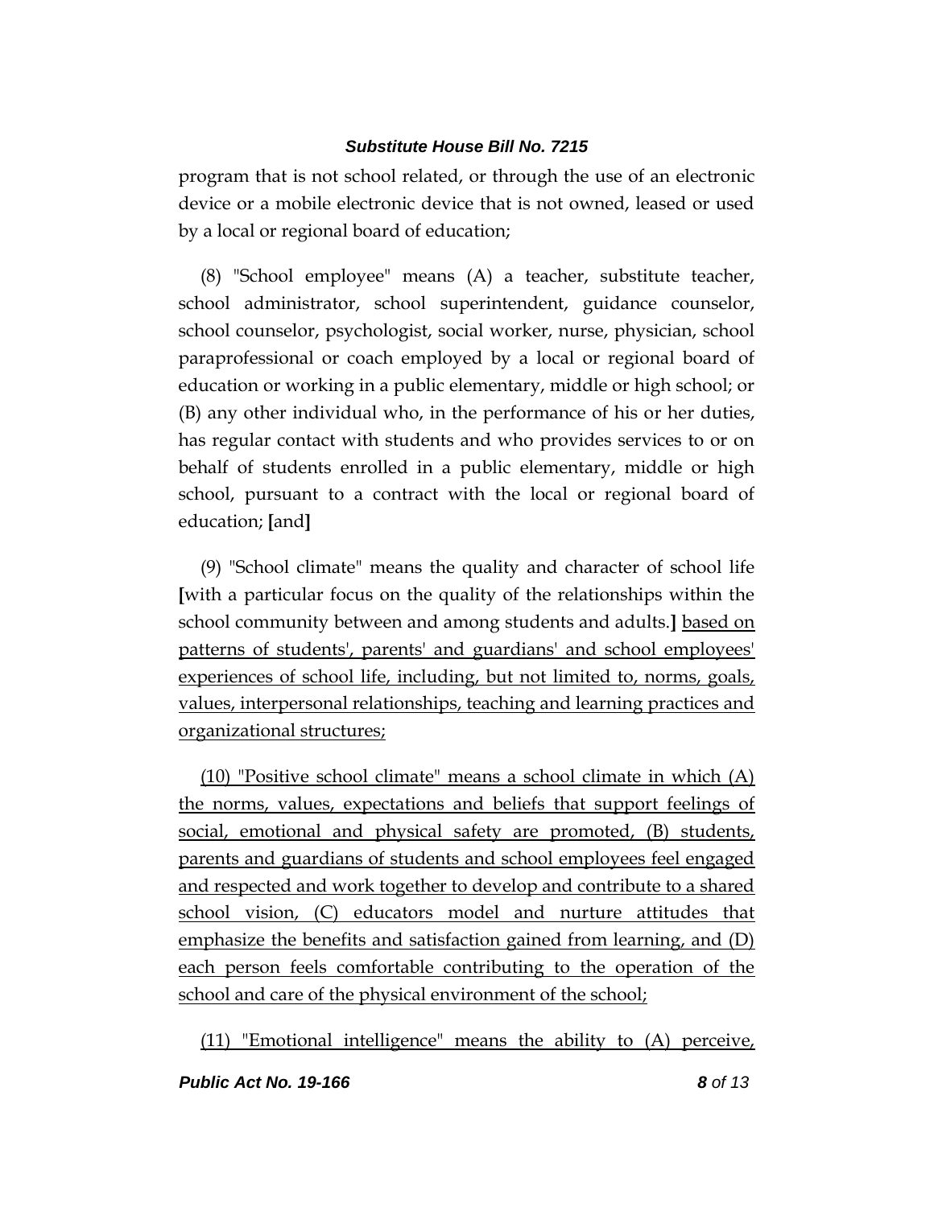program that is not school related, or through the use of an electronic device or a mobile electronic device that is not owned, leased or used by a local or regional board of education;

(8) "School employee" means (A) a teacher, substitute teacher, school administrator, school superintendent, guidance counselor, school counselor, psychologist, social worker, nurse, physician, school paraprofessional or coach employed by a local or regional board of education or working in a public elementary, middle or high school; or (B) any other individual who, in the performance of his or her duties, has regular contact with students and who provides services to or on behalf of students enrolled in a public elementary, middle or high school, pursuant to a contract with the local or regional board of education; [and]

(9) "School climate" means the quality and character of school life [with a particular focus on the quality of the relationships within the school community between and among students and adults.] <u>based on patterns of students', parents' and guardians' and school employees' experiences of school life, including, but not limited to, norms, goals, values, interpersonal relationships, teaching and learning practices and organizational structures;</u>

<u>(10) "Positive school climate" means a school climate in which (A) the norms, values, expectations and beliefs that support feelings of social, emotional and physical safety are promoted, (B) students, parents and guardians of students and school employees feel engaged and respected and work together to develop and contribute to a shared school vision, (C) educators model and nurture attitudes that emphasize the benefits and satisfaction gained from learning, and (D) each person feels comfortable contributing to the operation of the school and care of the physical environment of the school;</u>

<u>(11) "Emotional intelligence" means the ability to (A) perceive,</u>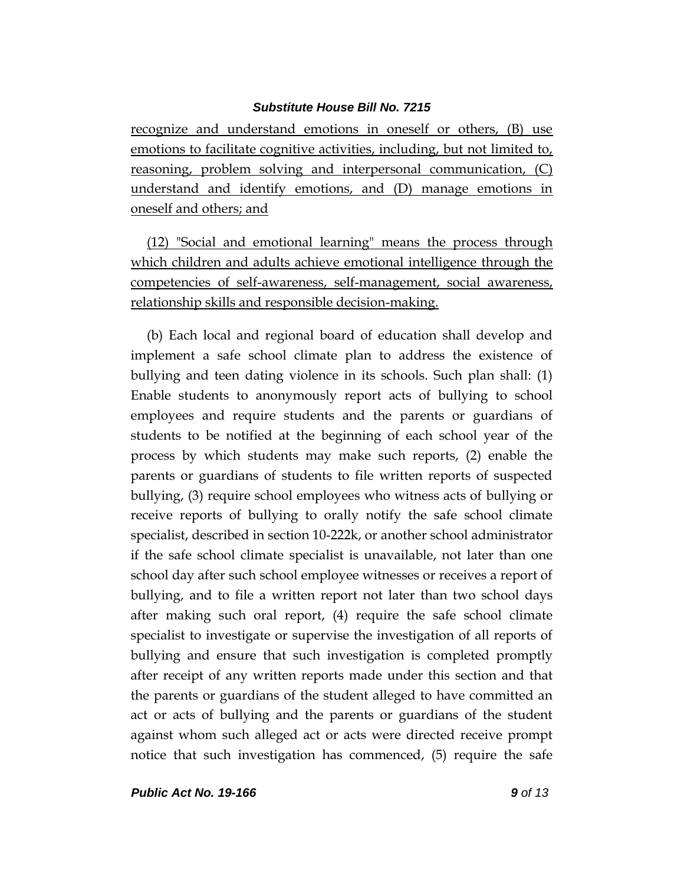recognize and understand emotions in oneself or others, (B) use emotions to facilitate cognitive activities, including, but not limited to, reasoning, problem solving and interpersonal communication, (C) understand and identify emotions, and (D) manage emotions in oneself and others; and

(12) "Social and emotional learning" means the process through which children and adults achieve emotional intelligence through the competencies of self-awareness, self-management, social awareness, relationship skills and responsible decision-making.

(b) Each local and regional board of education shall develop and implement a safe school climate plan to address the existence of bullying and teen dating violence in its schools. Such plan shall: (1) Enable students to anonymously report acts of bullying to school employees and require students and the parents or guardians of students to be notified at the beginning of each school year of the process by which students may make such reports, (2) enable the parents or guardians of students to file written reports of suspected bullying, (3) require school employees who witness acts of bullying or receive reports of bullying to orally notify the safe school climate specialist, described in section 10-222k, or another school administrator if the safe school climate specialist is unavailable, not later than one school day after such school employee witnesses or receives a report of bullying, and to file a written report not later than two school days after making such oral report, (4) require the safe school climate specialist to investigate or supervise the investigation of all reports of bullying and ensure that such investigation is completed promptly after receipt of any written reports made under this section and that the parents or guardians of the student alleged to have committed an act or acts of bullying and the parents or guardians of the student against whom such alleged act or acts were directed receive prompt notice that such investigation has commenced, (5) require the safe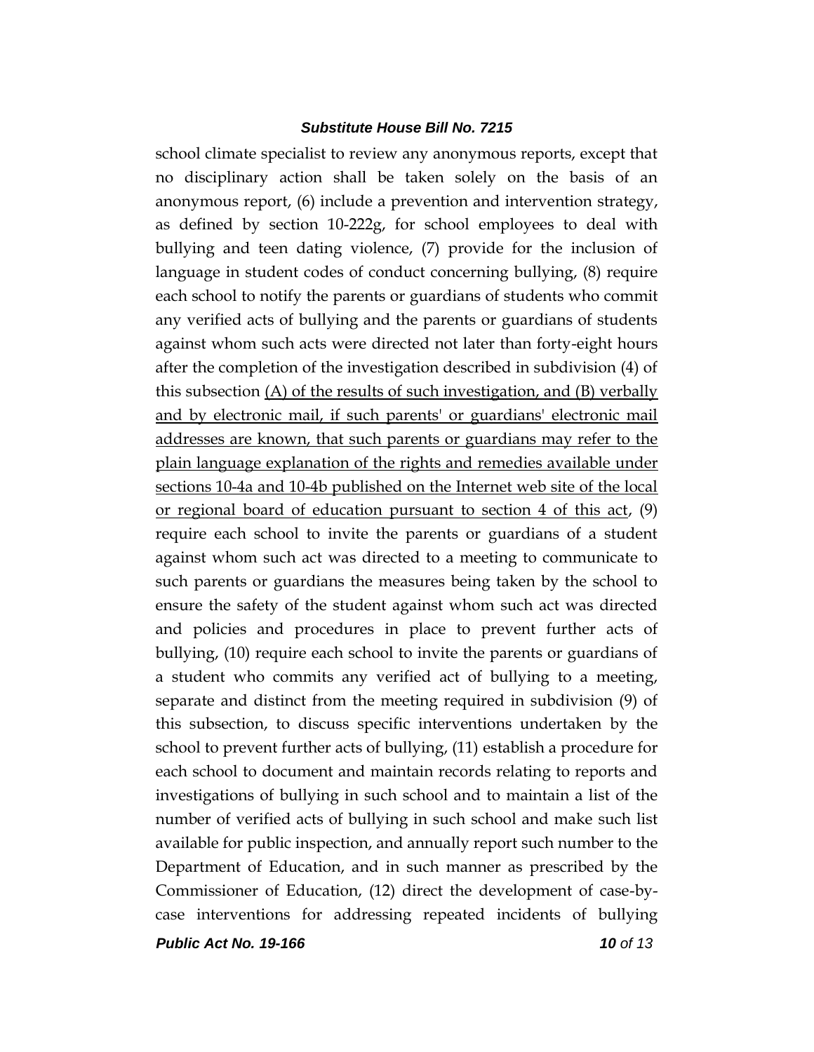school climate specialist to review any anonymous reports, except that no disciplinary action shall be taken solely on the basis of an anonymous report, (6) include a prevention and intervention strategy, as defined by section 10-222g, for school employees to deal with bullying and teen dating violence, (7) provide for the inclusion of language in student codes of conduct concerning bullying, (8) require each school to notify the parents or guardians of students who commit any verified acts of bullying and the parents or guardians of students against whom such acts were directed not later than forty-eight hours after the completion of the investigation described in subdivision (4) of this subsection <u>(A) of the results of such investigation, and (B) verbally and by electronic mail, if such parents' or guardians' electronic mail addresses are known, that such parents or guardians may refer to the plain language explanation of the rights and remedies available under sections 10-4a and 10-4b published on the Internet web site of the local or regional board of education pursuant to section 4 of this act</u>, (9) require each school to invite the parents or guardians of a student against whom such act was directed to a meeting to communicate to such parents or guardians the measures being taken by the school to ensure the safety of the student against whom such act was directed and policies and procedures in place to prevent further acts of bullying, (10) require each school to invite the parents or guardians of a student who commits any verified act of bullying to a meeting, separate and distinct from the meeting required in subdivision (9) of this subsection, to discuss specific interventions undertaken by the school to prevent further acts of bullying, (11) establish a procedure for each school to document and maintain records relating to reports and investigations of bullying in such school and to maintain a list of the number of verified acts of bullying in such school and make such list available for public inspection, and annually report such number to the Department of Education, and in such manner as prescribed by the Commissioner of Education, (12) direct the development of case-by-case interventions for addressing repeated incidents of bullying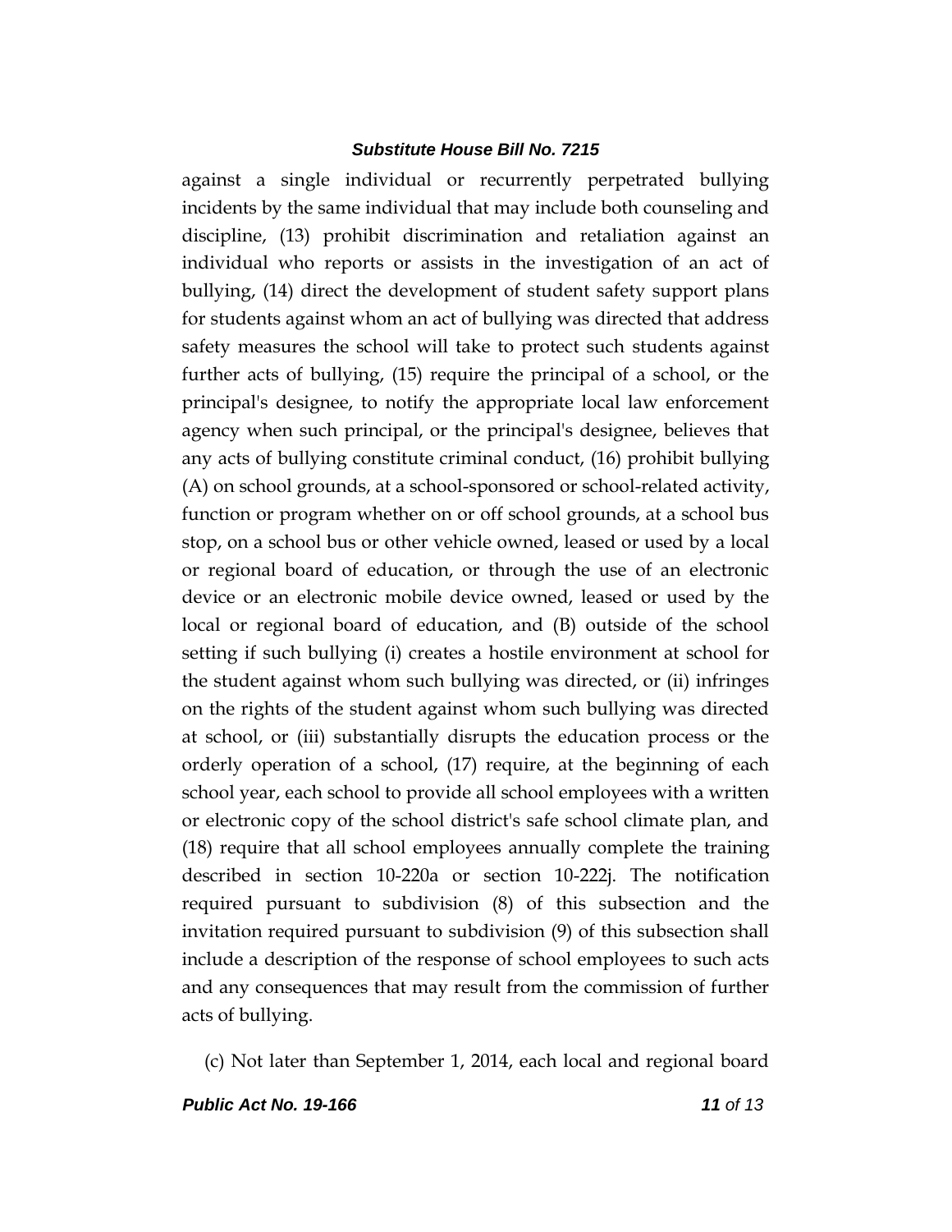against a single individual or recurrently perpetrated bullying incidents by the same individual that may include both counseling and discipline, (13) prohibit discrimination and retaliation against an individual who reports or assists in the investigation of an act of bullying, (14) direct the development of student safety support plans for students against whom an act of bullying was directed that address safety measures the school will take to protect such students against further acts of bullying, (15) require the principal of a school, or the principal's designee, to notify the appropriate local law enforcement agency when such principal, or the principal's designee, believes that any acts of bullying constitute criminal conduct, (16) prohibit bullying (A) on school grounds, at a school-sponsored or school-related activity, function or program whether on or off school grounds, at a school bus stop, on a school bus or other vehicle owned, leased or used by a local or regional board of education, or through the use of an electronic device or an electronic mobile device owned, leased or used by the local or regional board of education, and (B) outside of the school setting if such bullying (i) creates a hostile environment at school for the student against whom such bullying was directed, or (ii) infringes on the rights of the student against whom such bullying was directed at school, or (iii) substantially disrupts the education process or the orderly operation of a school, (17) require, at the beginning of each school year, each school to provide all school employees with a written or electronic copy of the school district's safe school climate plan, and (18) require that all school employees annually complete the training described in section 10-220a or section 10-222j. The notification required pursuant to subdivision (8) of this subsection and the invitation required pursuant to subdivision (9) of this subsection shall include a description of the response of school employees to such acts and any consequences that may result from the commission of further acts of bullying.

(c) Not later than September 1, 2014, each local and regional board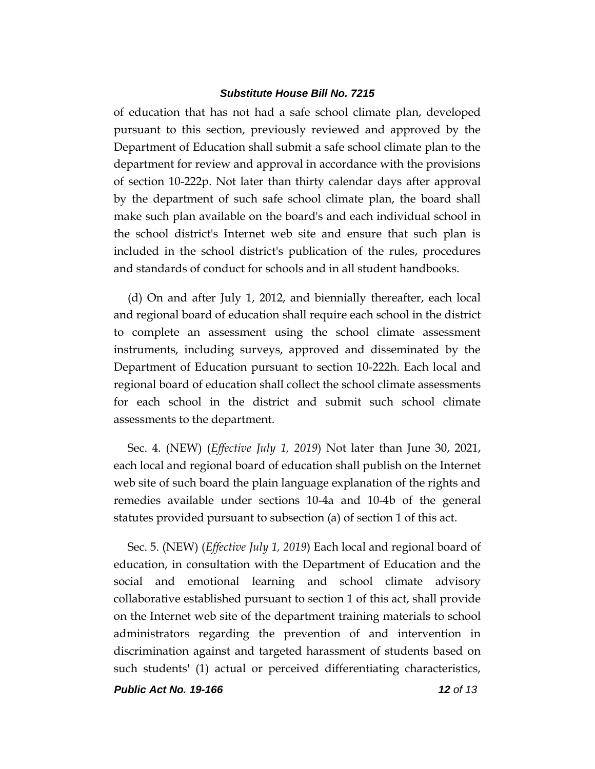of education that has not had a safe school climate plan, developed pursuant to this section, previously reviewed and approved by the Department of Education shall submit a safe school climate plan to the department for review and approval in accordance with the provisions of section 10-222p. Not later than thirty calendar days after approval by the department of such safe school climate plan, the board shall make such plan available on the board's and each individual school in the school district's Internet web site and ensure that such plan is included in the school district's publication of the rules, procedures and standards of conduct for schools and in all student handbooks.

(d) On and after July 1, 2012, and biennially thereafter, each local and regional board of education shall require each school in the district to complete an assessment using the school climate assessment instruments, including surveys, approved and disseminated by the Department of Education pursuant to section 10-222h. Each local and regional board of education shall collect the school climate assessments for each school in the district and submit such school climate assessments to the department.

Sec. 4. (NEW) (*Effective July 1, 2019*) Not later than June 30, 2021, each local and regional board of education shall publish on the Internet web site of such board the plain language explanation of the rights and remedies available under sections 10-4a and 10-4b of the general statutes provided pursuant to subsection (a) of section 1 of this act.

Sec. 5. (NEW) (*Effective July 1, 2019*) Each local and regional board of education, in consultation with the Department of Education and the social and emotional learning and school climate advisory collaborative established pursuant to section 1 of this act, shall provide on the Internet web site of the department training materials to school administrators regarding the prevention of and intervention in discrimination against and targeted harassment of students based on such students' (1) actual or perceived differentiating characteristics,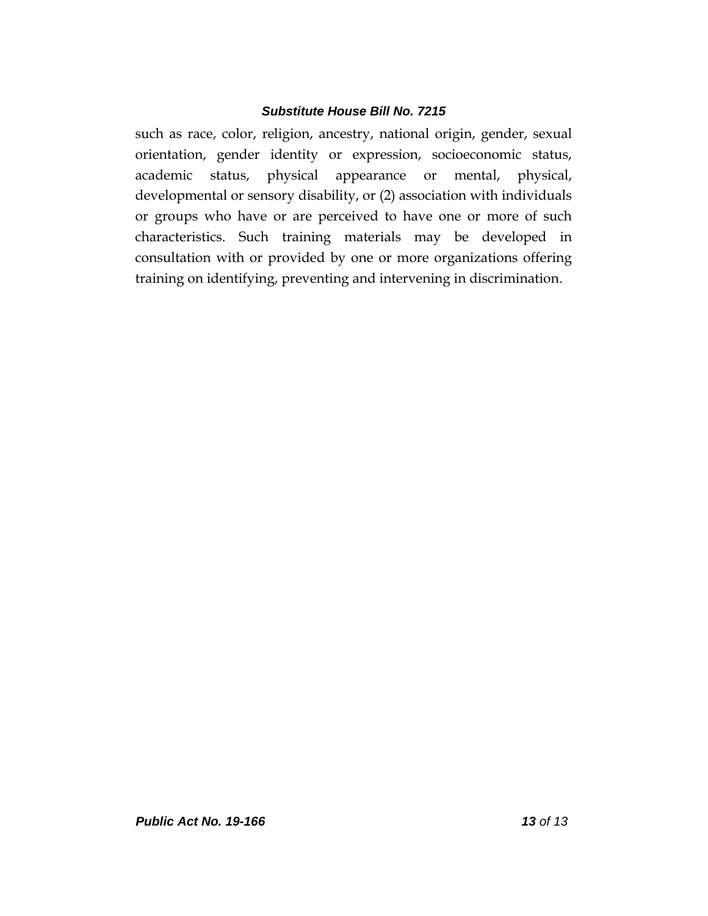such as race, color, religion, ancestry, national origin, gender, sexual orientation, gender identity or expression, socioeconomic status, academic status, physical appearance or mental, physical, developmental or sensory disability, or (2) association with individuals or groups who have or are perceived to have one or more of such characteristics. Such training materials may be developed in consultation with or provided by one or more organizations offering training on identifying, preventing and intervening in discrimination.